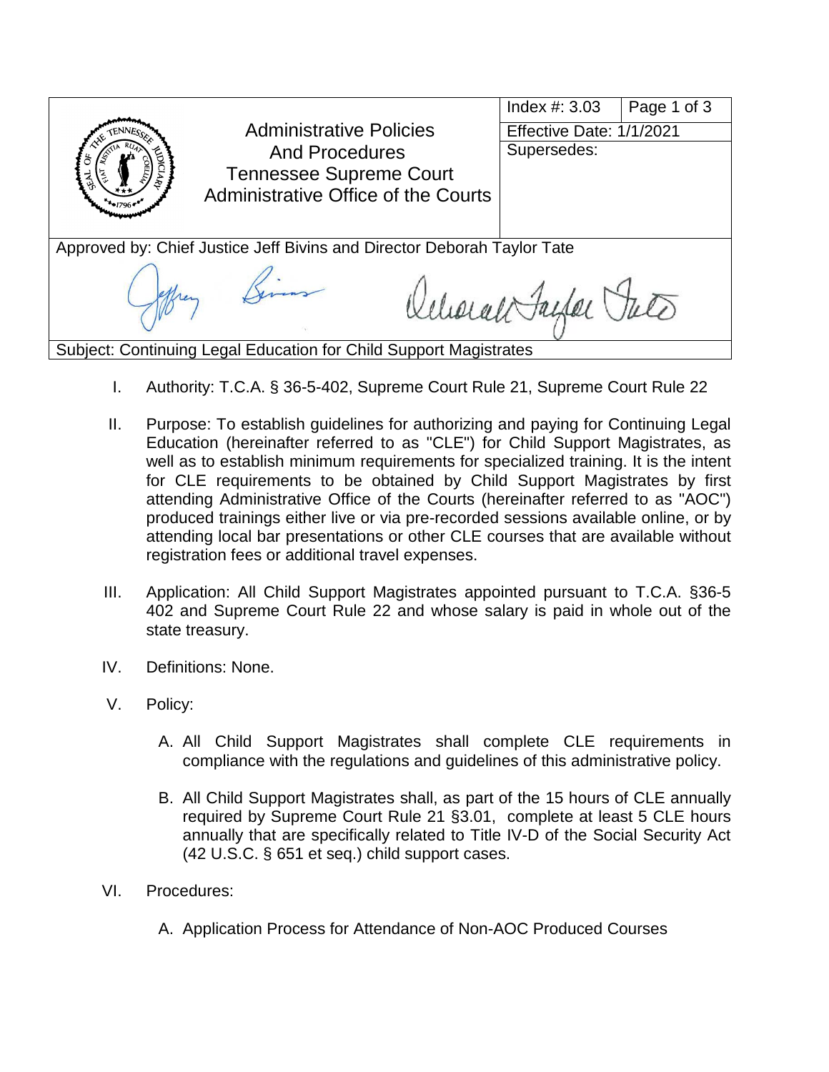| Administrative Policies And Procedures Tennessee Supreme Court Administrative Office of the Courts | Index #: 3.03 | Page 1 of 3 |
| --- | --- | --- |
| | Effective Date: 1/1/2021 | |
| | Supersedes: | |

Approved by: Chief Justice Jeff Bivins and Director Deborah Taylor Tate

Subject: Continuing Legal Education for Child Support Magistrates

I. Authority: T.C.A. § 36-5-402, Supreme Court Rule 21, Supreme Court Rule 22

II. Purpose: To establish guidelines for authorizing and paying for Continuing Legal Education (hereinafter referred to as "CLE") for Child Support Magistrates, as well as to establish minimum requirements for specialized training. It is the intent for CLE requirements to be obtained by Child Support Magistrates by first attending Administrative Office of the Courts (hereinafter referred to as "AOC") produced trainings either live or via pre-recorded sessions available online, or by attending local bar presentations or other CLE courses that are available without registration fees or additional travel expenses.

III. Application: All Child Support Magistrates appointed pursuant to T.C.A. §36-5 402 and Supreme Court Rule 22 and whose salary is paid in whole out of the state treasury.

IV. Definitions: None.

V. Policy:

   A. All Child Support Magistrates shall complete CLE requirements in compliance with the regulations and guidelines of this administrative policy.

   B. All Child Support Magistrates shall, as part of the 15 hours of CLE annually required by Supreme Court Rule 21 §3.01, complete at least 5 CLE hours annually that are specifically related to Title IV-D of the Social Security Act (42 U.S.C. § 651 et seq.) child support cases.

VI. Procedures:

   A. Application Process for Attendance of Non-AOC Produced Courses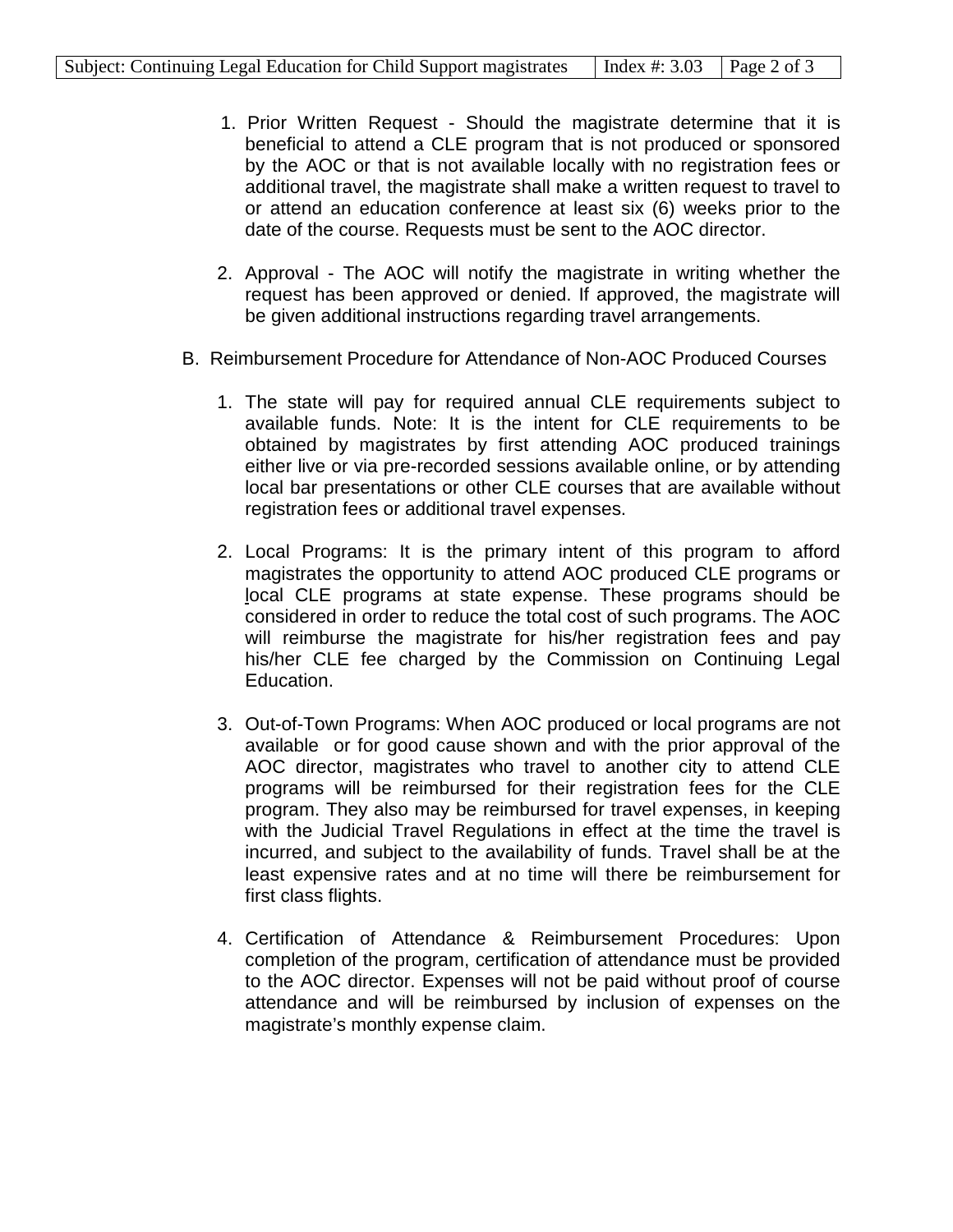1. Prior Written Request - Should the magistrate determine that it is beneficial to attend a CLE program that is not produced or sponsored by the AOC or that is not available locally with no registration fees or additional travel, the magistrate shall make a written request to travel to or attend an education conference at least six (6) weeks prior to the date of the course. Requests must be sent to the AOC director.

2. Approval - The AOC will notify the magistrate in writing whether the request has been approved or denied. If approved, the magistrate will be given additional instructions regarding travel arrangements.

B. Reimbursement Procedure for Attendance of Non-AOC Produced Courses

1. The state will pay for required annual CLE requirements subject to available funds. Note: It is the intent for CLE requirements to be obtained by magistrates by first attending AOC produced trainings either live or via pre-recorded sessions available online, or by attending local bar presentations or other CLE courses that are available without registration fees or additional travel expenses.

2. Local Programs: It is the primary intent of this program to afford magistrates the opportunity to attend AOC produced CLE programs or local CLE programs at state expense. These programs should be considered in order to reduce the total cost of such programs. The AOC will reimburse the magistrate for his/her registration fees and pay his/her CLE fee charged by the Commission on Continuing Legal Education.

3. Out-of-Town Programs: When AOC produced or local programs are not available or for good cause shown and with the prior approval of the AOC director, magistrates who travel to another city to attend CLE programs will be reimbursed for their registration fees for the CLE program. They also may be reimbursed for travel expenses, in keeping with the Judicial Travel Regulations in effect at the time the travel is incurred, and subject to the availability of funds. Travel shall be at the least expensive rates and at no time will there be reimbursement for first class flights.

4. Certification of Attendance & Reimbursement Procedures: Upon completion of the program, certification of attendance must be provided to the AOC director. Expenses will not be paid without proof of course attendance and will be reimbursed by inclusion of expenses on the magistrate's monthly expense claim.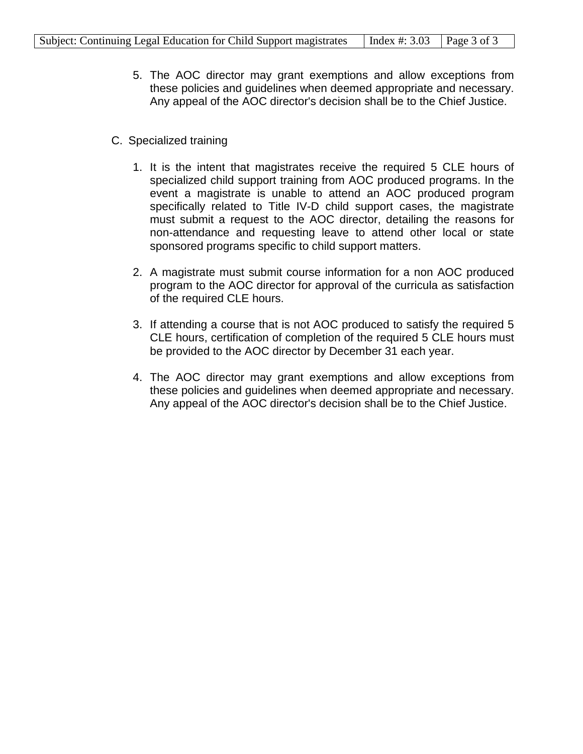5. The AOC director may grant exemptions and allow exceptions from these policies and guidelines when deemed appropriate and necessary. Any appeal of the AOC director's decision shall be to the Chief Justice.

C. Specialized training

1. It is the intent that magistrates receive the required 5 CLE hours of specialized child support training from AOC produced programs. In the event a magistrate is unable to attend an AOC produced program specifically related to Title IV-D child support cases, the magistrate must submit a request to the AOC director, detailing the reasons for non-attendance and requesting leave to attend other local or state sponsored programs specific to child support matters.

2. A magistrate must submit course information for a non AOC produced program to the AOC director for approval of the curricula as satisfaction of the required CLE hours.

3. If attending a course that is not AOC produced to satisfy the required 5 CLE hours, certification of completion of the required 5 CLE hours must be provided to the AOC director by December 31 each year.

4. The AOC director may grant exemptions and allow exceptions from these policies and guidelines when deemed appropriate and necessary. Any appeal of the AOC director's decision shall be to the Chief Justice.